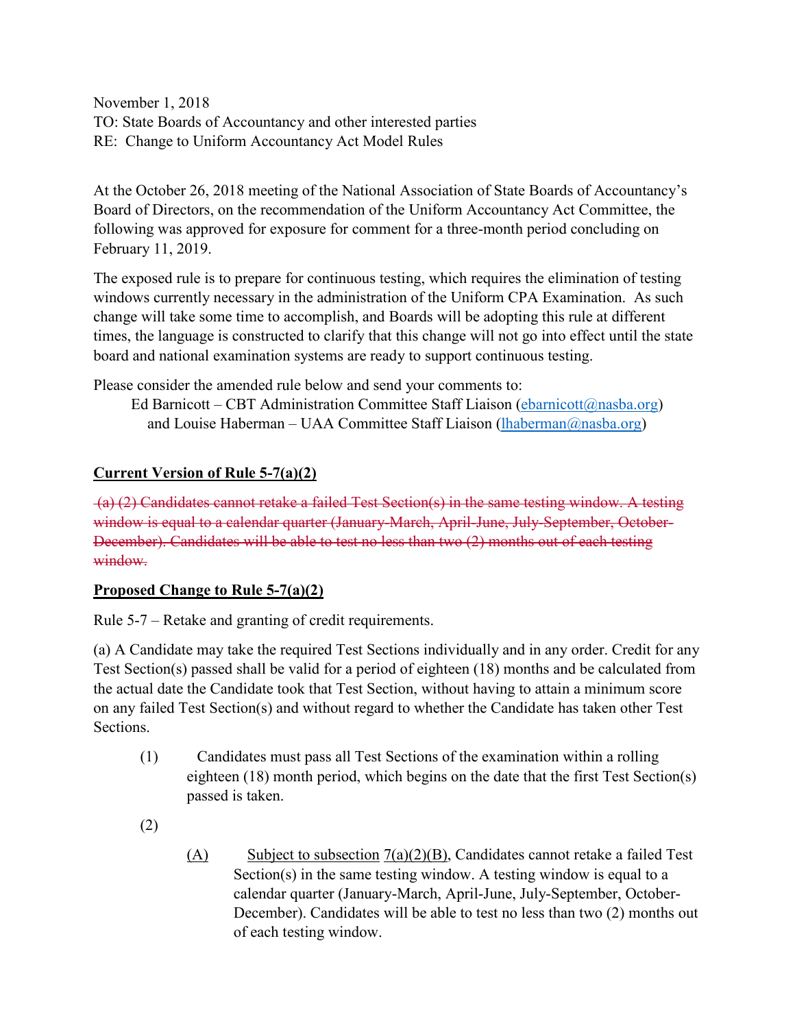November 1, 2018
TO: State Boards of Accountancy and other interested parties
RE: Change to Uniform Accountancy Act Model Rules

At the October 26, 2018 meeting of the National Association of State Boards of Accountancy's Board of Directors, on the recommendation of the Uniform Accountancy Act Committee, the following was approved for exposure for comment for a three-month period concluding on February 11, 2019.

The exposed rule is to prepare for continuous testing, which requires the elimination of testing windows currently necessary in the administration of the Uniform CPA Examination. As such change will take some time to accomplish, and Boards will be adopting this rule at different times, the language is constructed to clarify that this change will not go into effect until the state board and national examination systems are ready to support continuous testing.

Please consider the amended rule below and send your comments to:

Ed Barnicott – CBT Administration Committee Staff Liaison (ebarnicott@nasba.org)
and Louise Haberman – UAA Committee Staff Liaison (lhaberman@nasba.org)

**Current Version of Rule 5-7(a)(2)**

~~(a) (2) Candidates cannot retake a failed Test Section(s) in the same testing window. A testing window is equal to a calendar quarter (January-March, April-June, July-September, October-December). Candidates will be able to test no less than two (2) months out of each testing window.~~

**Proposed Change to Rule 5-7(a)(2)**

Rule 5-7 – Retake and granting of credit requirements.

(a) A Candidate may take the required Test Sections individually and in any order. Credit for any Test Section(s) passed shall be valid for a period of eighteen (18) months and be calculated from the actual date the Candidate took that Test Section, without having to attain a minimum score on any failed Test Section(s) and without regard to whether the Candidate has taken other Test Sections.

(1) Candidates must pass all Test Sections of the examination within a rolling eighteen (18) month period, which begins on the date that the first Test Section(s) passed is taken.

(2)

(A) Subject to subsection 7(a)(2)(B), Candidates cannot retake a failed Test Section(s) in the same testing window. A testing window is equal to a calendar quarter (January-March, April-June, July-September, October-December). Candidates will be able to test no less than two (2) months out of each testing window.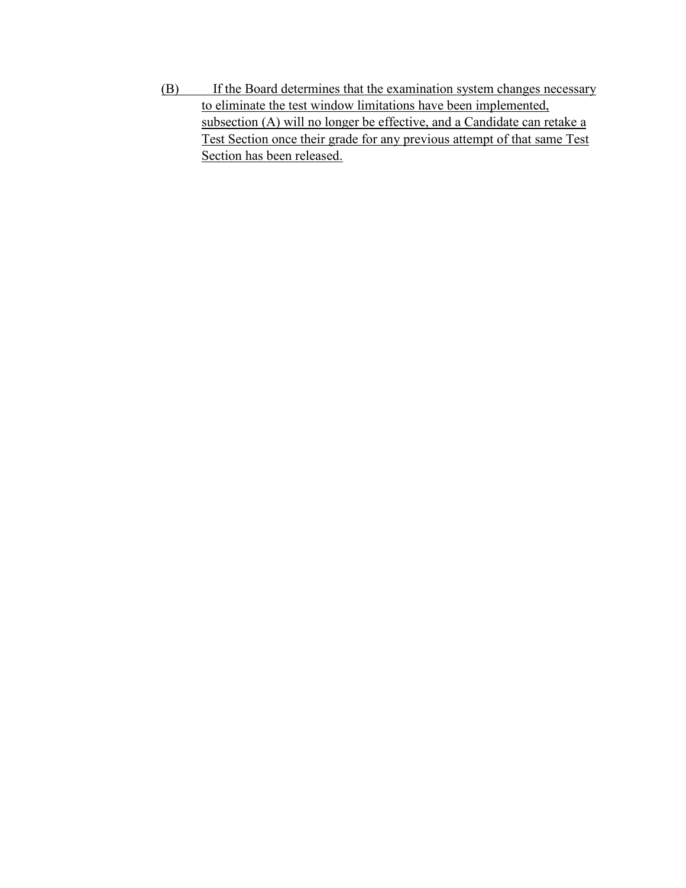(B) If the Board determines that the examination system changes necessary to eliminate the test window limitations have been implemented, subsection (A) will no longer be effective, and a Candidate can retake a Test Section once their grade for any previous attempt of that same Test Section has been released.